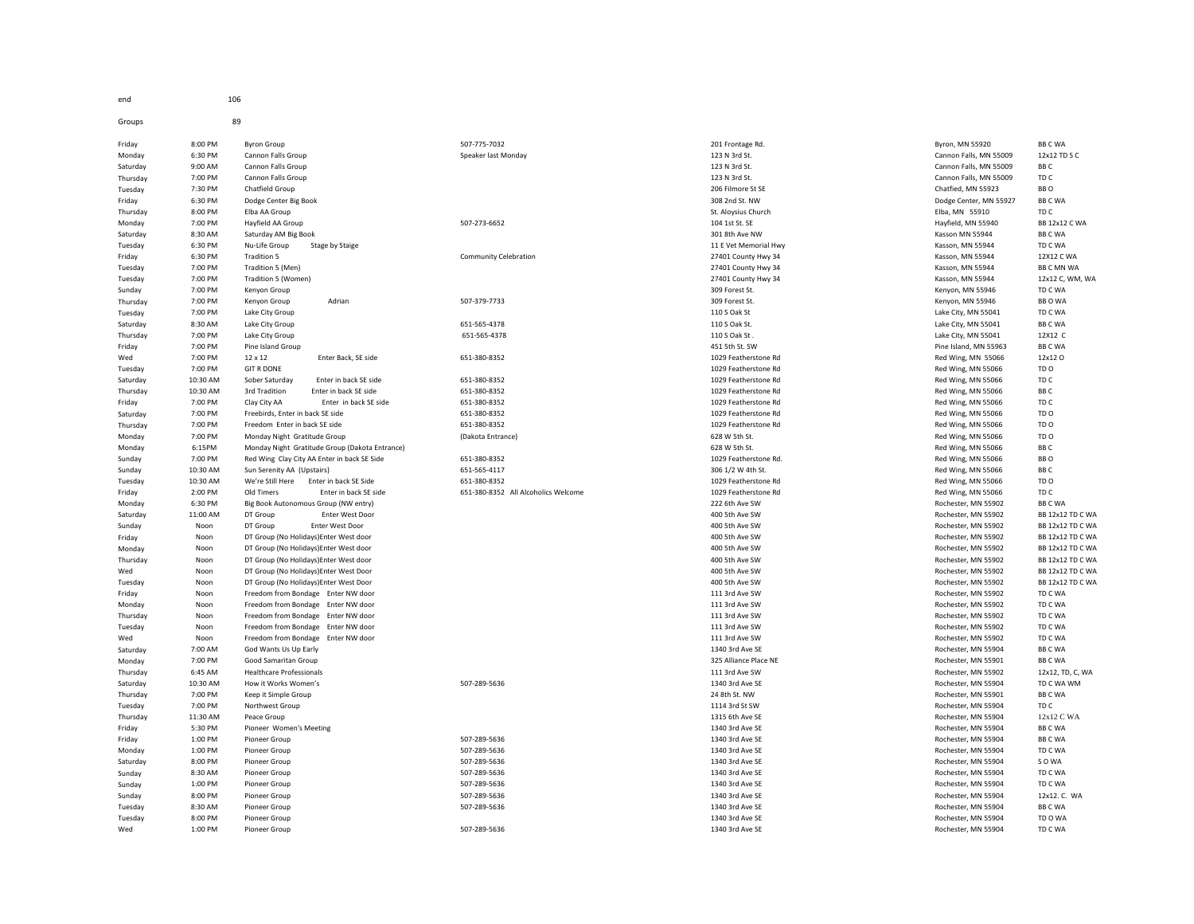end 106

Groups 89

| | | | | | | |
|---|---|---|---|---|---|---|
| Friday | 8:00 PM | Byron Group | 507-775-7032 | 201 Frontage Rd. | Byron, MN 55920 | BB C WA |
| Monday | 6:30 PM | Cannon Falls Group | Speaker last Monday | 123 N 3rd St. | Cannon Falls, MN 55009 | 12x12 TD S C |
| Saturday | 9:00 AM | Cannon Falls Group | | 123 N 3rd St. | Cannon Falls, MN 55009 | BB C |
| Thursday | 7:00 PM | Cannon Falls Group | | 123 N 3rd St. | Cannon Falls, MN 55009 | TD C |
| Tuesday | 7:30 PM | Chatfield Group | | 206 Filmore St SE | Chatfied, MN 55923 | BB O |
| Friday | 6:30 PM | Dodge Center Big Book | | 308 2nd St. NW | Dodge Center, MN 55927 | BB C WA |
| Thursday | 8:00 PM | Elba AA Group | | St. Aloysius Church | Elba, MN 55910 | TD C |
| Monday | 7:00 PM | Hayfield AA Group | 507-273-6652 | 104 1st St. SE | Hayfield, MN 55940 | BB 12x12 C WA |
| Saturday | 8:30 AM | Saturday AM Big Book | | 301 8th Ave NW | Kasson MN 55944 | BB C WA |
| Tuesday | 6:30 PM | Nu-Life Group Stage by Staige | | 11 E Vet Memorial Hwy | Kasson, MN 55944 | TD C WA |
| Friday | 6:30 PM | Tradition 5 | Community Celebration | 27401 County Hwy 34 | Kasson, MN 55944 | 12X12 C WA |
| Tuesday | 7:00 PM | Tradition 5 (Men) | | 27401 County Hwy 34 | Kasson, MN 55944 | BB C MN WA |
| Tuesday | 7:00 PM | Tradition 5 (Women) | | 27401 County Hwy 34 | Kasson, MN 55944 | 12x12 C, WM, WA |
| Sunday | 7:00 PM | Kenyon Group | | 309 Forest St. | Kenyon, MN 55946 | TD C WA |
| Thursday | 7:00 PM | Kenyon Group Adrian | 507-379-7733 | 309 Forest St. | Kenyon, MN 55946 | BB O WA |
| Tuesday | 7:00 PM | Lake City Group | | 110 S Oak St | Lake City, MN 55041 | TD C WA |
| Saturday | 8:30 AM | Lake City Group | 651-565-4378 | 110 S Oak St. | Lake City, MN 55041 | BB C WA |
| Thursday | 7:00 PM | Lake City Group | 651-565-4378 | 110 S Oak St . | Lake City, MN 55041 | 12X12 C |
| Friday | 7:00 PM | Pine Island Group | | 451 5th St. SW | Pine Island, MN 55963 | BB C WA |
| Wed | 7:00 PM | 12 x 12 Enter Back, SE side | 651-380-8352 | 1029 Featherstone Rd | Red Wing, MN 55066 | 12x12 O |
| Tuesday | 7:00 PM | GIT R DONE | | 1029 Featherstone Rd | Red Wing, MN 55066 | TD O |
| Saturday | 10:30 AM | Sober Saturday Enter in back SE side | 651-380-8352 | 1029 Featherstone Rd | Red Wing, MN 55066 | TD C |
| Thursday | 10:30 AM | 3rd Tradition Enter in back SE side | 651-380-8352 | 1029 Featherstone Rd | Red Wing, MN 55066 | BB C |
| Friday | 7:00 PM | Clay City AA Enter in back SE side | 651-380-8352 | 1029 Featherstone Rd | Red Wing, MN 55066 | TD C |
| Saturday | 7:00 PM | Freebirds, Enter in back SE side | 651-380-8352 | 1029 Featherstone Rd | Red Wing, MN 55066 | TD O |
| Thursday | 7:00 PM | Freedom Enter in back SE side | 651-380-8352 | 1029 Featherstone Rd | Red Wing, MN 55066 | TD O |
| Monday | 7:00 PM | Monday Night Gratitude Group | (Dakota Entrance) | 628 W 5th St. | Red Wing, MN 55066 | TD O |
| Monday | 6:15PM | Monday Night Gratitude Group (Dakota Entrance) | | 628 W 5th St. | Red Wing, MN 55066 | BB C |
| Sunday | 7:00 PM | Red Wing Clay City AA Enter in back SE Side | 651-380-8352 | 1029 Featherstone Rd. | Red Wing, MN 55066 | BB O |
| Sunday | 10:30 AM | Sun Serenity AA (Upstairs) | 651-565-4117 | 306 1/2 W 4th St. | Red Wing, MN 55066 | BB C |
| Tuesday | 10:30 AM | We're Still Here Enter in back SE Side | 651-380-8352 | 1029 Featherstone Rd | Red Wing, MN 55066 | TD O |
| Friday | 2:00 PM | Old Timers Enter in back SE side | 651-380-8352 All Alcoholics Welcome | 1029 Featherstone Rd | Red Wing, MN 55066 | TD C |
| Monday | 6:30 PM | Big Book Autonomous Group (NW entry) | | 222 6th Ave SW | Rochester, MN 55902 | BB C WA |
| Saturday | 11:00 AM | DT Group Enter West Door | | 400 5th Ave SW | Rochester, MN 55902 | BB 12x12 TD C WA |
| Sunday | Noon | DT Group Enter West Door | | 400 5th Ave SW | Rochester, MN 55902 | BB 12x12 TD C WA |
| Friday | Noon | DT Group (No Holidays)Enter West door | | 400 5th Ave SW | Rochester, MN 55902 | BB 12x12 TD C WA |
| Monday | Noon | DT Group (No Holidays)Enter West door | | 400 5th Ave SW | Rochester, MN 55902 | BB 12x12 TD C WA |
| Thursday | Noon | DT Group (No Holidays)Enter West door | | 400 5th Ave SW | Rochester, MN 55902 | BB 12x12 TD C WA |
| Wed | Noon | DT Group (No Holidays)Enter West Door | | 400 5th Ave SW | Rochester, MN 55902 | BB 12x12 TD C WA |
| Tuesday | Noon | DT Group (No Holidays)Enter West Door | | 400 5th Ave SW | Rochester, MN 55902 | BB 12x12 TD C WA |
| Friday | Noon | Freedom from Bondage Enter NW door | | 111 3rd Ave SW | Rochester, MN 55902 | TD C WA |
| Monday | Noon | Freedom from Bondage Enter NW door | | 111 3rd Ave SW | Rochester, MN 55902 | TD C WA |
| Thursday | Noon | Freedom from Bondage Enter NW door | | 111 3rd Ave SW | Rochester, MN 55902 | TD C WA |
| Tuesday | Noon | Freedom from Bondage Enter NW door | | 111 3rd Ave SW | Rochester, MN 55902 | TD C WA |
| Wed | Noon | Freedom from Bondage Enter NW door | | 111 3rd Ave SW | Rochester, MN 55902 | TD C WA |
| Saturday | 7:00 AM | God Wants Us Up Early | | 1340 3rd Ave SE | Rochester, MN 55904 | BB C WA |
| Monday | 7:00 PM | Good Samaritan Group | | 325 Alliance Place NE | Rochester, MN 55901 | BB C WA |
| Thursday | 6:45 AM | Healthcare Professionals | | 111 3rd Ave SW | Rochester, MN 55902 | 12x12, TD, C, WA |
| Saturday | 10:30 AM | How it Works Women's | 507-289-5636 | 1340 3rd Ave SE | Rochester, MN 55904 | TD C WA WM |
| Thursday | 7:00 PM | Keep it Simple Group | | 24 8th St. NW | Rochester, MN 55901 | BB C WA |
| Tuesday | 7:00 PM | Northwest Group | | 1114 3rd St SW | Rochester, MN 55904 | TD C |
| Thursday | 11:30 AM | Peace Group | | 1315 6th Ave SE | Rochester, MN 55904 | 12x12 C WA |
| Friday | 5:30 PM | Pioneer Women's Meeting | | 1340 3rd Ave SE | Rochester, MN 55904 | BB C WA |
| Friday | 1:00 PM | Pioneer Group | 507-289-5636 | 1340 3rd Ave SE | Rochester, MN 55904 | BB C WA |
| Monday | 1:00 PM | Pioneer Group | 507-289-5636 | 1340 3rd Ave SE | Rochester, MN 55904 | TD C WA |
| Saturday | 8:00 PM | Pioneer Group | 507-289-5636 | 1340 3rd Ave SE | Rochester, MN 55904 | S O WA |
| Sunday | 8:30 AM | Pioneer Group | 507-289-5636 | 1340 3rd Ave SE | Rochester, MN 55904 | TD C WA |
| Sunday | 1:00 PM | Pioneer Group | 507-289-5636 | 1340 3rd Ave SE | Rochester, MN 55904 | TD C WA |
| Sunday | 8:00 PM | Pioneer Group | 507-289-5636 | 1340 3rd Ave SE | Rochester, MN 55904 | 12x12. C. WA |
| Tuesday | 8:30 AM | Pioneer Group | 507-289-5636 | 1340 3rd Ave SE | Rochester, MN 55904 | BB C WA |
| Tuesday | 8:00 PM | Pioneer Group | | 1340 3rd Ave SE | Rochester, MN 55904 | TD O WA |
| Wed | 1:00 PM | Pioneer Group | 507-289-5636 | 1340 3rd Ave SE | Rochester, MN 55904 | TD C WA |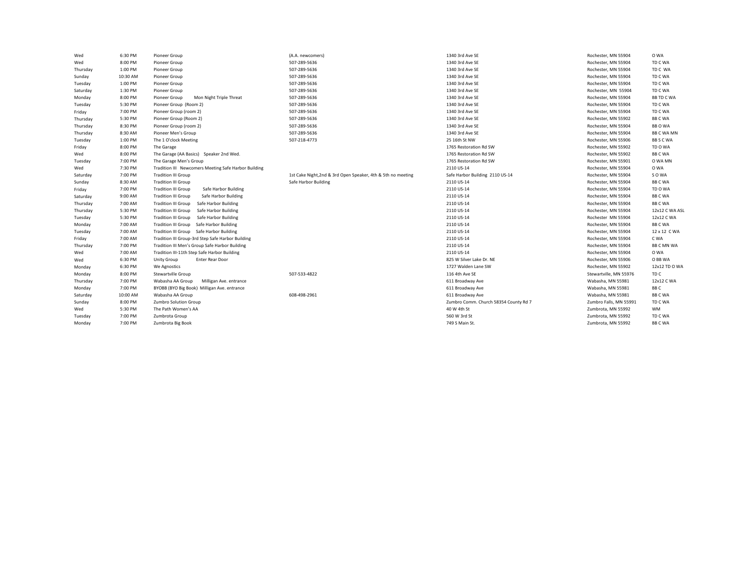| | | | | | | |
|---|---|---|---|---|---|---|
| Wed | 6:30 PM | Pioneer Group | (A.A. newcomers) | 1340 3rd Ave SE | Rochester, MN 55904 | O WA |
| Wed | 8:00 PM | Pioneer Group | 507-289-5636 | 1340 3rd Ave SE | Rochester, MN 55904 | TD C WA |
| Thursday | 1:00 PM | Pioneer Group | 507-289-5636 | 1340 3rd Ave SE | Rochester, MN 55904 | TD C WA |
| Sunday | 10:30 AM | Pioneer Group | 507-289-5636 | 1340 3rd Ave SE | Rochester, MN 55904 | TD C WA |
| Tuesday | 1:00 PM | Pioneer Group | 507-289-5636 | 1340 3rd Ave SE | Rochester, MN 55904 | TD C WA |
| Saturday | 1:30 PM | Pioneer Group | 507-289-5636 | 1340 3rd Ave SE | Rochester, MN 55904 | TD C WA |
| Monday | 8:00 PM | Pioneer Group Mon Night Triple Threat | 507-289-5636 | 1340 3rd Ave SE | Rochester, MN 55904 | BB TD C WA |
| Tuesday | 5:30 PM | Pioneer Group (Room 2) | 507-289-5636 | 1340 3rd Ave SE | Rochester, MN 55904 | TD C WA |
| Friday | 7:00 PM | Pioneer Group (room 2) | 507-289-5636 | 1340 3rd Ave SE | Rochester, MN 55904 | TD C WA |
| Thursday | 5:30 PM | Pioneer Group (Room 2) | 507-289-5636 | 1340 3rd Ave SE | Rochester, MN 55902 | BB C WA |
| Thursday | 8:30 PM | Pioneer Group (room 2) | 507-289-5636 | 1340 3rd Ave SE | Rochester, MN 55904 | BB O WA |
| Thursday | 8:30 AM | Pioneer Men's Group | 507-289-5636 | 1340 3rd Ave SE | Rochester, MN 55904 | BB C WA MN |
| Tuesday | 1:00 PM | The 1 O'clock Meeting | 507-218-4773 | 25 16th St NW | Rochester, MN 55906 | BB S C WA |
| Friday | 8:00 PM | The Garage | | 1765 Restoration Rd SW | Rochester, MN 55902 | TD O WA |
| Wed | 8:00 PM | The Garage (AA Basics) Speaker 2nd Wed. | | 1765 Restoration Rd SW | Rochester, MN 55902 | BB C WA |
| Tuesday | 7:00 PM | The Garage Men's Group | | 1765 Restoration Rd SW | Rochester, MN 55901 | O WA MN |
| Wed | 7:30 PM | Tradition III Newcomers Meeting Safe Harbor Building | | 2110 US-14 | Rochester, MN 55904 | O WA |
| Saturday | 7:00 PM | Tradition III Group | 1st Cake Night,2nd & 3rd Open Speaker, 4th & 5th no meeting | Safe Harbor Building 2110 US-14 | Rochester, MN 55904 | S O WA |
| Sunday | 8:30 AM | Tradition III Group | Safe Harbor Building | 2110 US-14 | Rochester, MN 55904 | BB C WA |
| Friday | 7:00 PM | Tradition III Group Safe Harbor Building | | 2110 US-14 | Rochester, MN 55904 | TD O WA |
| Saturday | 9:00 AM | Tradition III Group Safe Harbor Building | | 2110 US-14 | Rochester, MN 55904 | BB C WA |
| Thursday | 7:00 AM | Tradition III Group Safe Harbor Building | | 2110 US-14 | Rochester, MN 55904 | BB C WA |
| Thursday | 5:30 PM | Tradition III Group Safe Harbor Building | | 2110 US-14 | Rochester, MN 55904 | 12x12 C WA ASL |
| Tuesday | 5:30 PM | Tradition III Group Safe Harbor Building | | 2110 US-14 | Rochester MN 55904 | 12x12 C WA |
| Monday | 7:00 AM | Tradition III Group Safe Harbor Building | | 2110 US-14 | Rochester, MN 55904 | BB C WA |
| Tuesday | 7:00 AM | Tradition III Group Safe Harbor Building | | 2110 US-14 | Rochester, MN 55904 | 12 x 12 C WA |
| Friday | 7:00 AM | Tradition III Group-3rd Step Safe Harbor Building | | 2110 US-14 | Rochester, MN 55904 | C WA |
| Thursday | 7:00 PM | Tradition III Men's Group Safe Harbor Building | | 2110 US-14 | Rochester, MN 55904 | BB C MN WA |
| Wed | 7:00 AM | Tradition III-11th Step Safe Harbor Building | | 2110 US-14 | Rochester, MN 55904 | O WA |
| Wed | 6:30 PM | Unity Group Enter Rear Door | | 825 W Silver Lake Dr. NE | Rochester, MN 55906 | O BB WA |
| Monday | 6:30 PM | We Agnostics | | 1727 Walden Lane SW | Rochester, MN 55902 | 12x12 TD O WA |
| Monday | 8:00 PM | Stewartville Group | 507-533-4822 | 116 4th Ave SE | Stewartville, MN 55976 | TD C |
| Thursday | 7:00 PM | Wabasha AA Group Milligan Ave. entrance | | 611 Broadway Ave | Wabasha, MN 55981 | 12x12 C WA |
| Monday | 7:00 PM | BYOBB (BYO Big Book) Milligan Ave. entrance | | 611 Broadway Ave | Wabasha, MN 55981 | BB C |
| Saturday | 10:00 AM | Wabasha AA Group | 608-498-2961 | 611 Broadway Ave | Wabasha, MN 55981 | BB C WA |
| Sunday | 8:00 PM | Zumbro Solution Group | | Zumbro Comm. Church 58354 County Rd 7 | Zumbro Falls, MN 55991 | TD C WA |
| Wed | 5:30 PM | The Path Women's AA | | 40 W 4th St | Zumbrota, MN 55992 | WM |
| Tuesday | 7:00 PM | Zumbrota Group | | 560 W 3rd St | Zumbrota, MN 55992 | TD C WA |
| Monday | 7:00 PM | Zumbrota Big Book | | 749 S Main St. | Zumbrota, MN 55992 | BB C WA |